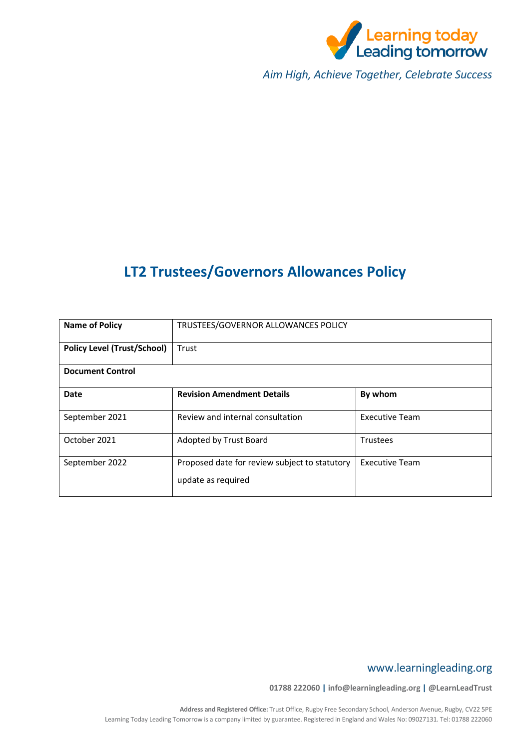Learning today Leading tomorrow

*Aim High, Achieve Together, Celebrate Success*

# LT2 Trustees/Governors Allowances Policy

| **Name of Policy** | TRUSTEES/GOVERNOR ALLOWANCES POLICY | |
|---|---|---|
| **Policy Level (Trust/School)** | Trust | |
| **Document Control** | | |
| **Date** | **Revision Amendment Details** | **By whom** |
| September 2021 | Review and internal consultation | Executive Team |
| October 2021 | Adopted by Trust Board | Trustees |
| September 2022 | Proposed date for review subject to statutory update as required | Executive Team |

www.learningleading.org

**01788 222060 | info@learningleading.org | @LearnLeadTrust**

**Address and Registered Office:** Trust Office, Rugby Free Secondary School, Anderson Avenue, Rugby, CV22 5PE
Learning Today Leading Tomorrow is a company limited by guarantee. Registered in England and Wales No: 09027131. Tel: 01788 222060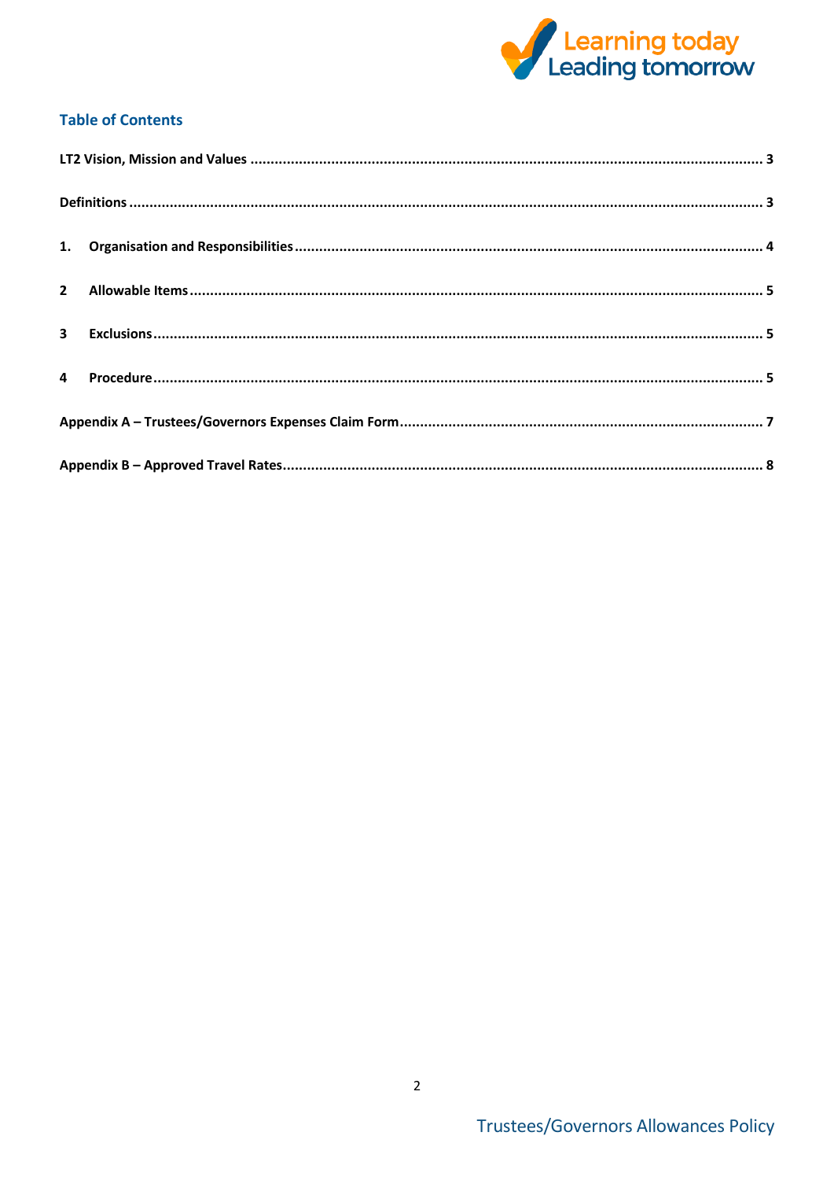## Table of Contents

**LT2 Vision, Mission and Values** ........ 3

**Definitions** ........ 3

**1. Organisation and Responsibilities** ........ 4

**2 Allowable Items** ........ 5

**3 Exclusions** ........ 5

**4 Procedure** ........ 5

**Appendix A – Trustees/Governors Expenses Claim Form** ........ 7

**Appendix B – Approved Travel Rates** ........ 8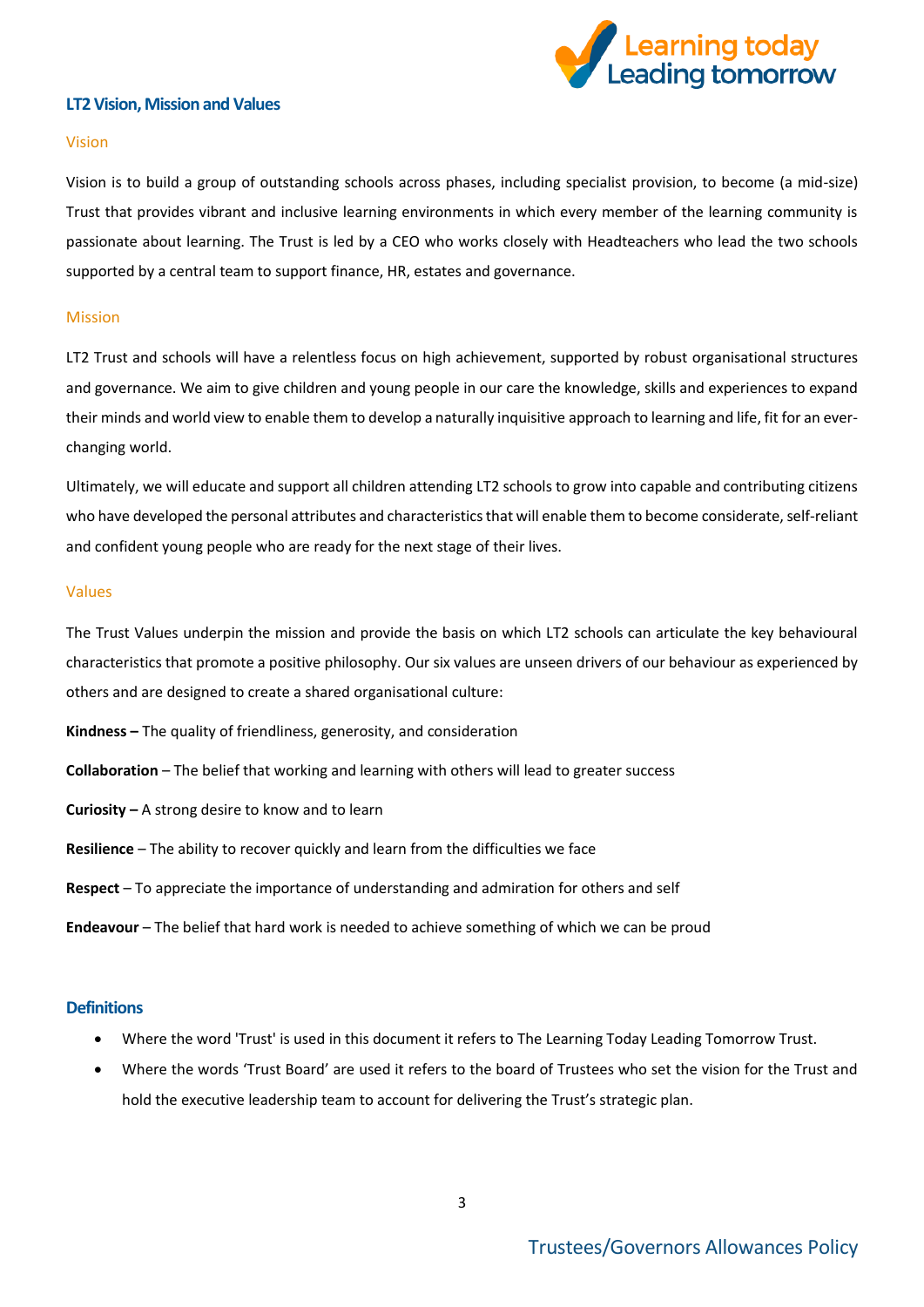## LT2 Vision, Mission and Values

### Vision

Vision is to build a group of outstanding schools across phases, including specialist provision, to become (a mid-size) Trust that provides vibrant and inclusive learning environments in which every member of the learning community is passionate about learning. The Trust is led by a CEO who works closely with Headteachers who lead the two schools supported by a central team to support finance, HR, estates and governance.

### Mission

LT2 Trust and schools will have a relentless focus on high achievement, supported by robust organisational structures and governance. We aim to give children and young people in our care the knowledge, skills and experiences to expand their minds and world view to enable them to develop a naturally inquisitive approach to learning and life, fit for an ever-changing world.

Ultimately, we will educate and support all children attending LT2 schools to grow into capable and contributing citizens who have developed the personal attributes and characteristics that will enable them to become considerate, self-reliant and confident young people who are ready for the next stage of their lives.

### Values

The Trust Values underpin the mission and provide the basis on which LT2 schools can articulate the key behavioural characteristics that promote a positive philosophy. Our six values are unseen drivers of our behaviour as experienced by others and are designed to create a shared organisational culture:

**Kindness –** The quality of friendliness, generosity, and consideration

**Collaboration** – The belief that working and learning with others will lead to greater success

**Curiosity –** A strong desire to know and to learn

**Resilience** – The ability to recover quickly and learn from the difficulties we face

**Respect** – To appreciate the importance of understanding and admiration for others and self

**Endeavour** – The belief that hard work is needed to achieve something of which we can be proud

## Definitions

- Where the word 'Trust' is used in this document it refers to The Learning Today Leading Tomorrow Trust.
- Where the words 'Trust Board' are used it refers to the board of Trustees who set the vision for the Trust and hold the executive leadership team to account for delivering the Trust's strategic plan.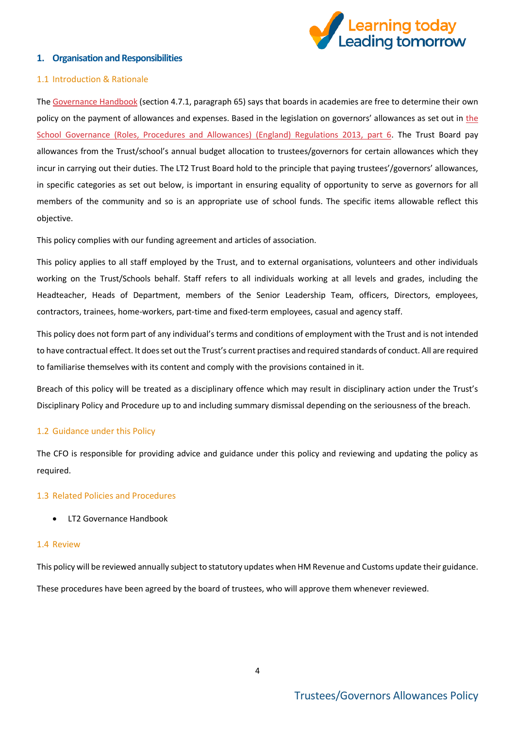## 1. Organisation and Responsibilities

### 1.1 Introduction & Rationale

The Governance Handbook (section 4.7.1, paragraph 65) says that boards in academies are free to determine their own policy on the payment of allowances and expenses. Based in the legislation on governors' allowances as set out in the School Governance (Roles, Procedures and Allowances) (England) Regulations 2013, part 6. The Trust Board pay allowances from the Trust/school's annual budget allocation to trustees/governors for certain allowances which they incur in carrying out their duties. The LT2 Trust Board hold to the principle that paying trustees'/governors' allowances, in specific categories as set out below, is important in ensuring equality of opportunity to serve as governors for all members of the community and so is an appropriate use of school funds. The specific items allowable reflect this objective.

This policy complies with our funding agreement and articles of association.

This policy applies to all staff employed by the Trust, and to external organisations, volunteers and other individuals working on the Trust/Schools behalf. Staff refers to all individuals working at all levels and grades, including the Headteacher, Heads of Department, members of the Senior Leadership Team, officers, Directors, employees, contractors, trainees, home-workers, part-time and fixed-term employees, casual and agency staff.

This policy does not form part of any individual's terms and conditions of employment with the Trust and is not intended to have contractual effect. It does set out the Trust's current practises and required standards of conduct. All are required to familiarise themselves with its content and comply with the provisions contained in it.

Breach of this policy will be treated as a disciplinary offence which may result in disciplinary action under the Trust's Disciplinary Policy and Procedure up to and including summary dismissal depending on the seriousness of the breach.

### 1.2 Guidance under this Policy

The CFO is responsible for providing advice and guidance under this policy and reviewing and updating the policy as required.

### 1.3 Related Policies and Procedures

- LT2 Governance Handbook

### 1.4 Review

This policy will be reviewed annually subject to statutory updates when HM Revenue and Customs update their guidance.

These procedures have been agreed by the board of trustees, who will approve them whenever reviewed.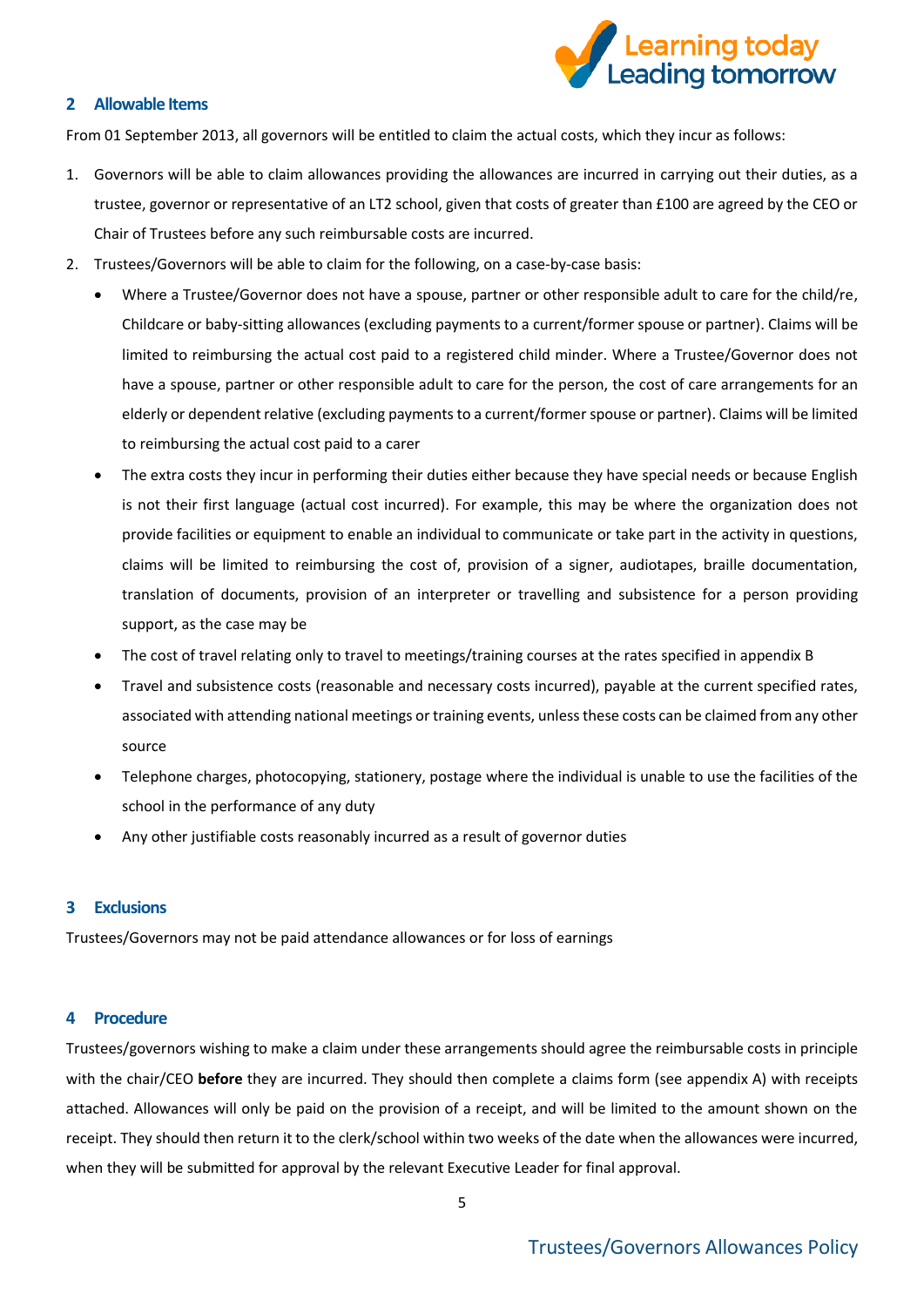## 2 Allowable Items

From 01 September 2013, all governors will be entitled to claim the actual costs, which they incur as follows:

1. Governors will be able to claim allowances providing the allowances are incurred in carrying out their duties, as a trustee, governor or representative of an LT2 school, given that costs of greater than £100 are agreed by the CEO or Chair of Trustees before any such reimbursable costs are incurred.
2. Trustees/Governors will be able to claim for the following, on a case-by-case basis:
   - Where a Trustee/Governor does not have a spouse, partner or other responsible adult to care for the child/re, Childcare or baby-sitting allowances (excluding payments to a current/former spouse or partner). Claims will be limited to reimbursing the actual cost paid to a registered child minder. Where a Trustee/Governor does not have a spouse, partner or other responsible adult to care for the person, the cost of care arrangements for an elderly or dependent relative (excluding payments to a current/former spouse or partner). Claims will be limited to reimbursing the actual cost paid to a carer
   - The extra costs they incur in performing their duties either because they have special needs or because English is not their first language (actual cost incurred). For example, this may be where the organization does not provide facilities or equipment to enable an individual to communicate or take part in the activity in questions, claims will be limited to reimbursing the cost of, provision of a signer, audiotapes, braille documentation, translation of documents, provision of an interpreter or travelling and subsistence for a person providing support, as the case may be
   - The cost of travel relating only to travel to meetings/training courses at the rates specified in appendix B
   - Travel and subsistence costs (reasonable and necessary costs incurred), payable at the current specified rates, associated with attending national meetings or training events, unless these costs can be claimed from any other source
   - Telephone charges, photocopying, stationery, postage where the individual is unable to use the facilities of the school in the performance of any duty
   - Any other justifiable costs reasonably incurred as a result of governor duties

## 3 Exclusions

Trustees/Governors may not be paid attendance allowances or for loss of earnings

## 4 Procedure

Trustees/governors wishing to make a claim under these arrangements should agree the reimbursable costs in principle with the chair/CEO **before** they are incurred. They should then complete a claims form (see appendix A) with receipts attached. Allowances will only be paid on the provision of a receipt, and will be limited to the amount shown on the receipt. They should then return it to the clerk/school within two weeks of the date when the allowances were incurred, when they will be submitted for approval by the relevant Executive Leader for final approval.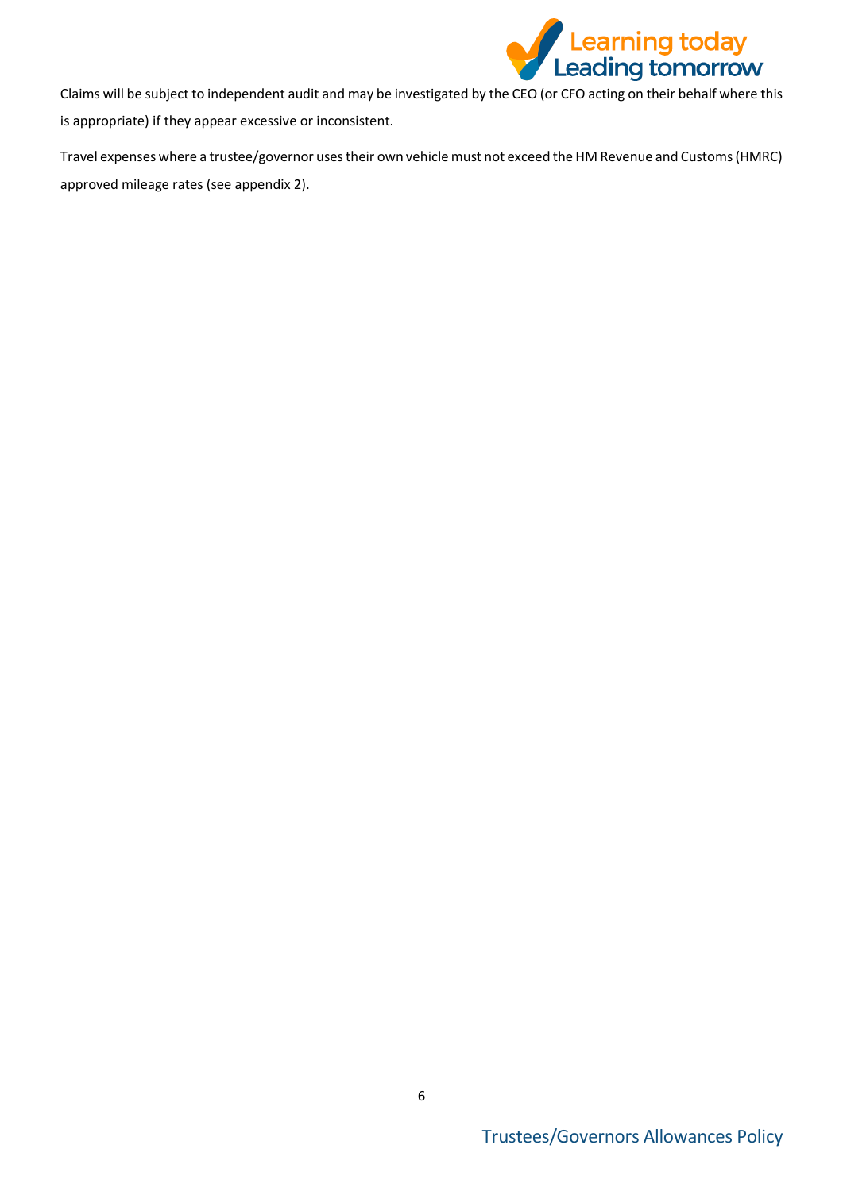Claims will be subject to independent audit and may be investigated by the CEO (or CFO acting on their behalf where this is appropriate) if they appear excessive or inconsistent.

Travel expenses where a trustee/governor uses their own vehicle must not exceed the HM Revenue and Customs (HMRC) approved mileage rates (see appendix 2).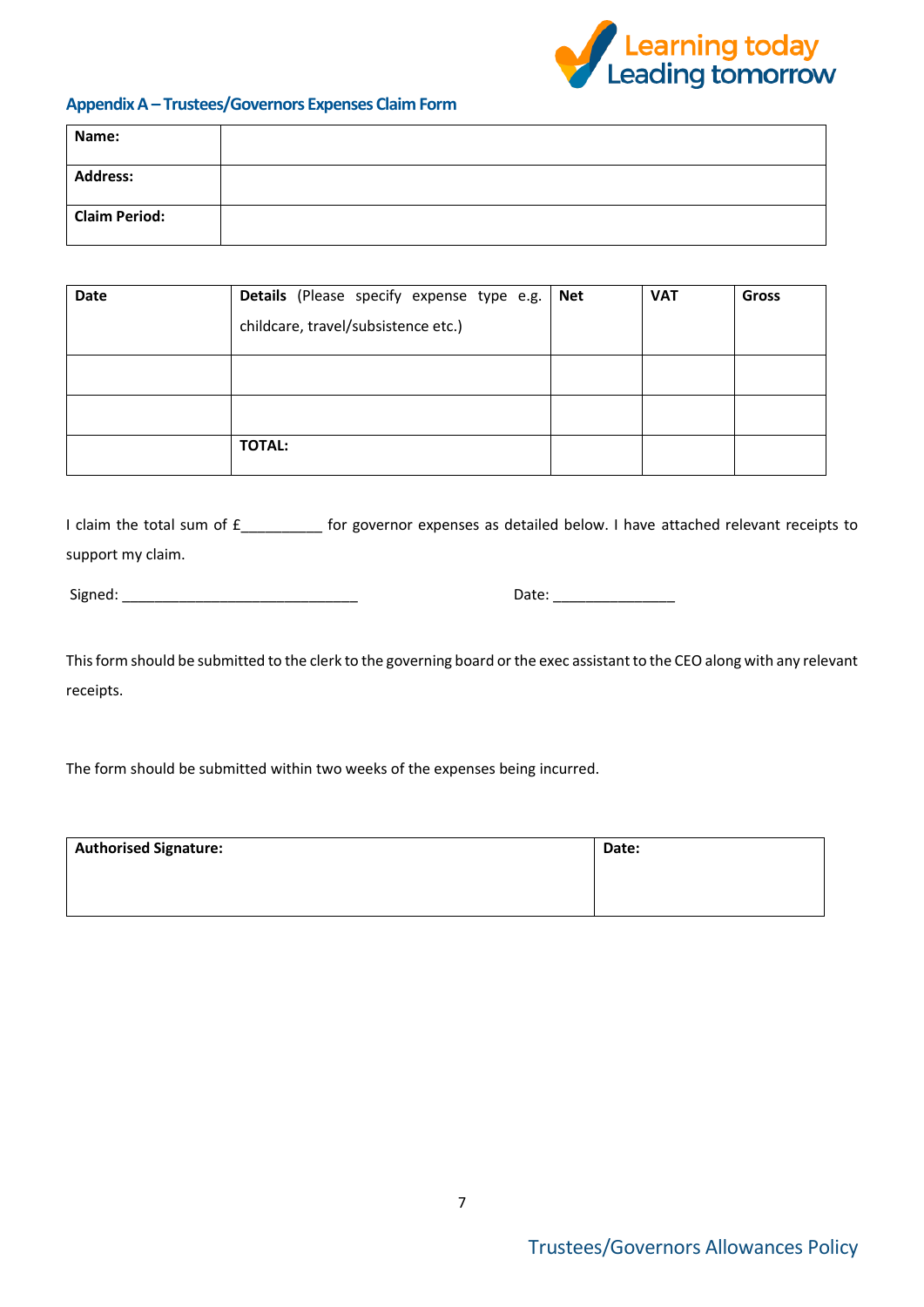## Appendix A – Trustees/Governors Expenses Claim Form

| Name: | |
|---|---|
| Address: | |
| Claim Period: | |

| Date | Details (Please specify expense type e.g. childcare, travel/subsistence etc.) | Net | VAT | Gross |
|---|---|---|---|---|
| | | | | |
| | | | | |
| | TOTAL: | | | |

I claim the total sum of £__________ for governor expenses as detailed below. I have attached relevant receipts to support my claim.

Signed: ______________________________ Date: _______________

This form should be submitted to the clerk to the governing board or the exec assistant to the CEO along with any relevant receipts.

The form should be submitted within two weeks of the expenses being incurred.

| Authorised Signature: | Date: |
|---|---|
| | |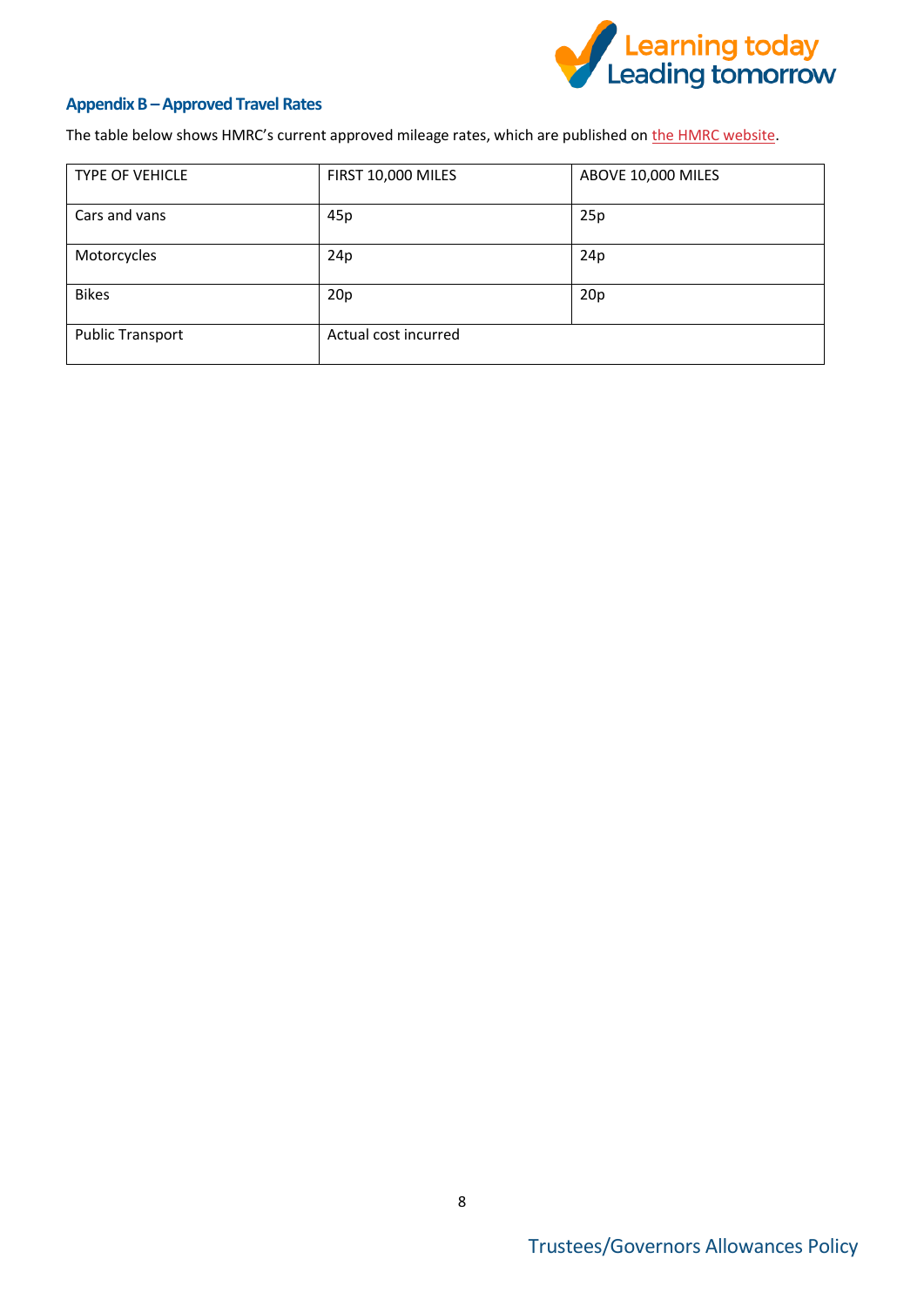## Appendix B – Approved Travel Rates

The table below shows HMRC's current approved mileage rates, which are published on the HMRC website.

| TYPE OF VEHICLE | FIRST 10,000 MILES | ABOVE 10,000 MILES |
|---|---|---|
| Cars and vans | 45p | 25p |
| Motorcycles | 24p | 24p |
| Bikes | 20p | 20p |
| Public Transport | Actual cost incurred | |